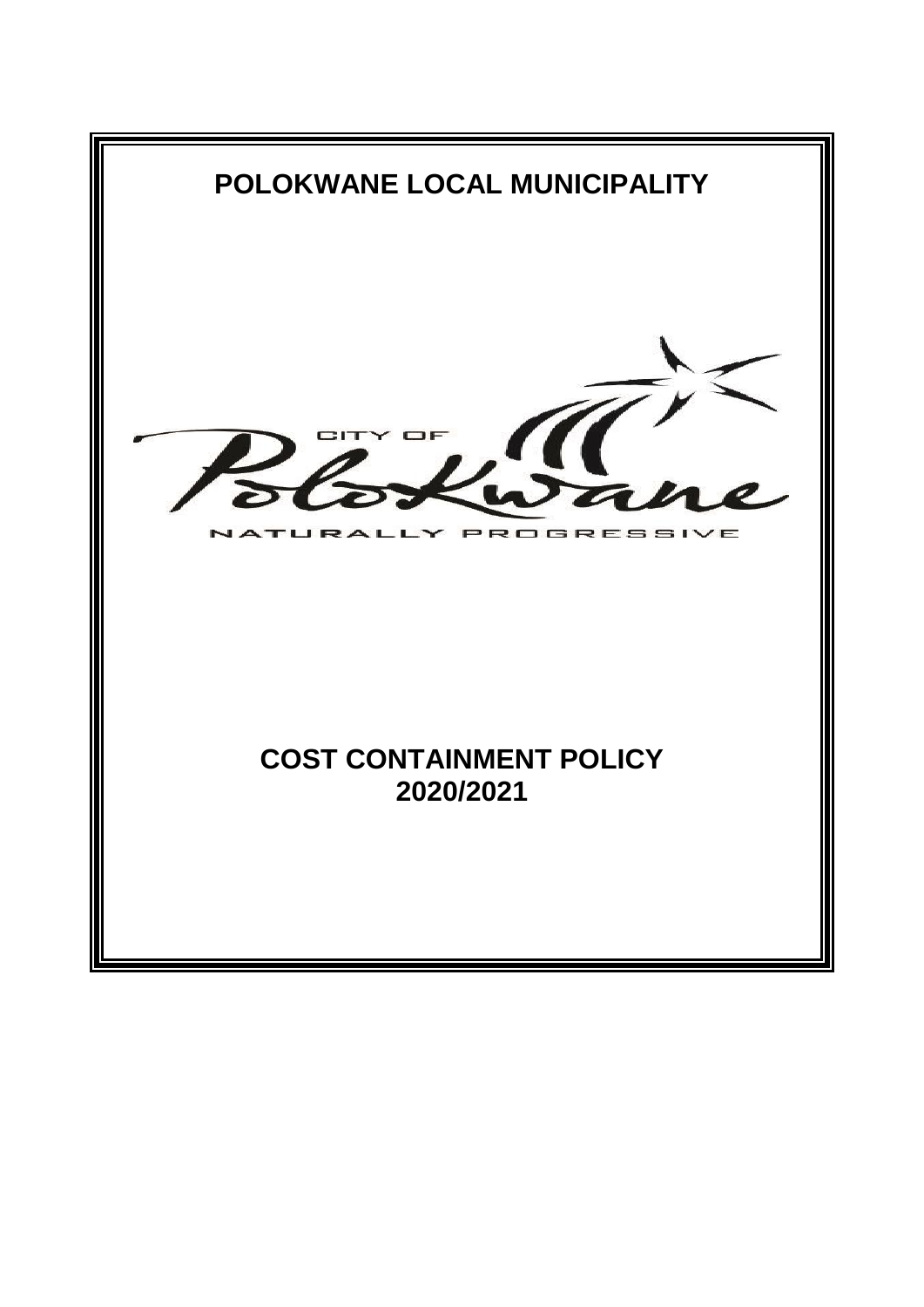# POLOKWANE LOCAL MUNICIPALITY

CITY OF

Polokwane

NATURALLY PROGRESSIVE

# COST CONTAINMENT POLICY
# 2020/2021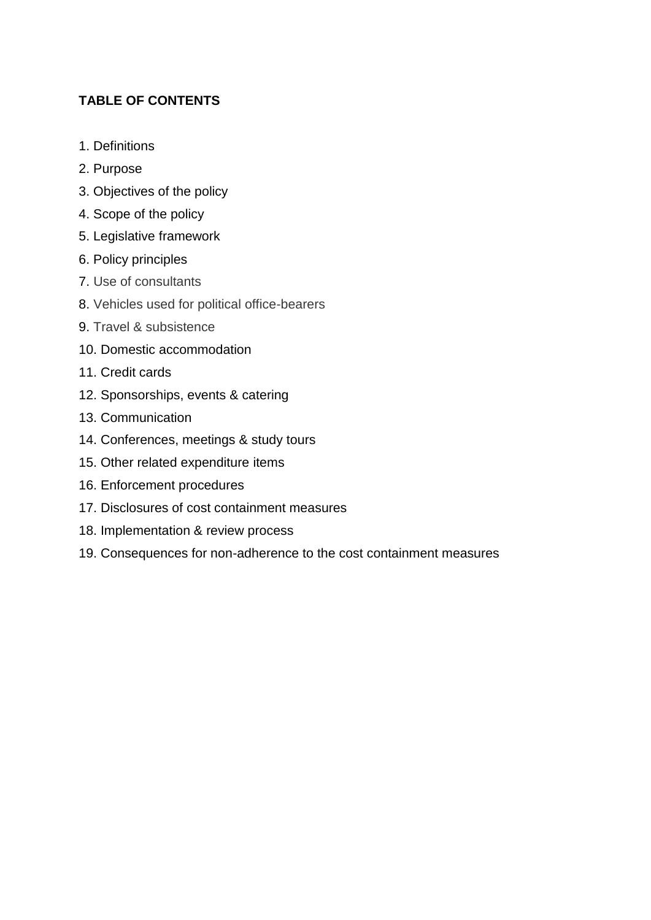**TABLE OF CONTENTS**

1. Definitions
2. Purpose
3. Objectives of the policy
4. Scope of the policy
5. Legislative framework
6. Policy principles
7. Use of consultants
8. Vehicles used for political office-bearers
9. Travel & subsistence
10. Domestic accommodation
11. Credit cards
12. Sponsorships, events & catering
13. Communication
14. Conferences, meetings & study tours
15. Other related expenditure items
16. Enforcement procedures
17. Disclosures of cost containment measures
18. Implementation & review process
19. Consequences for non-adherence to the cost containment measures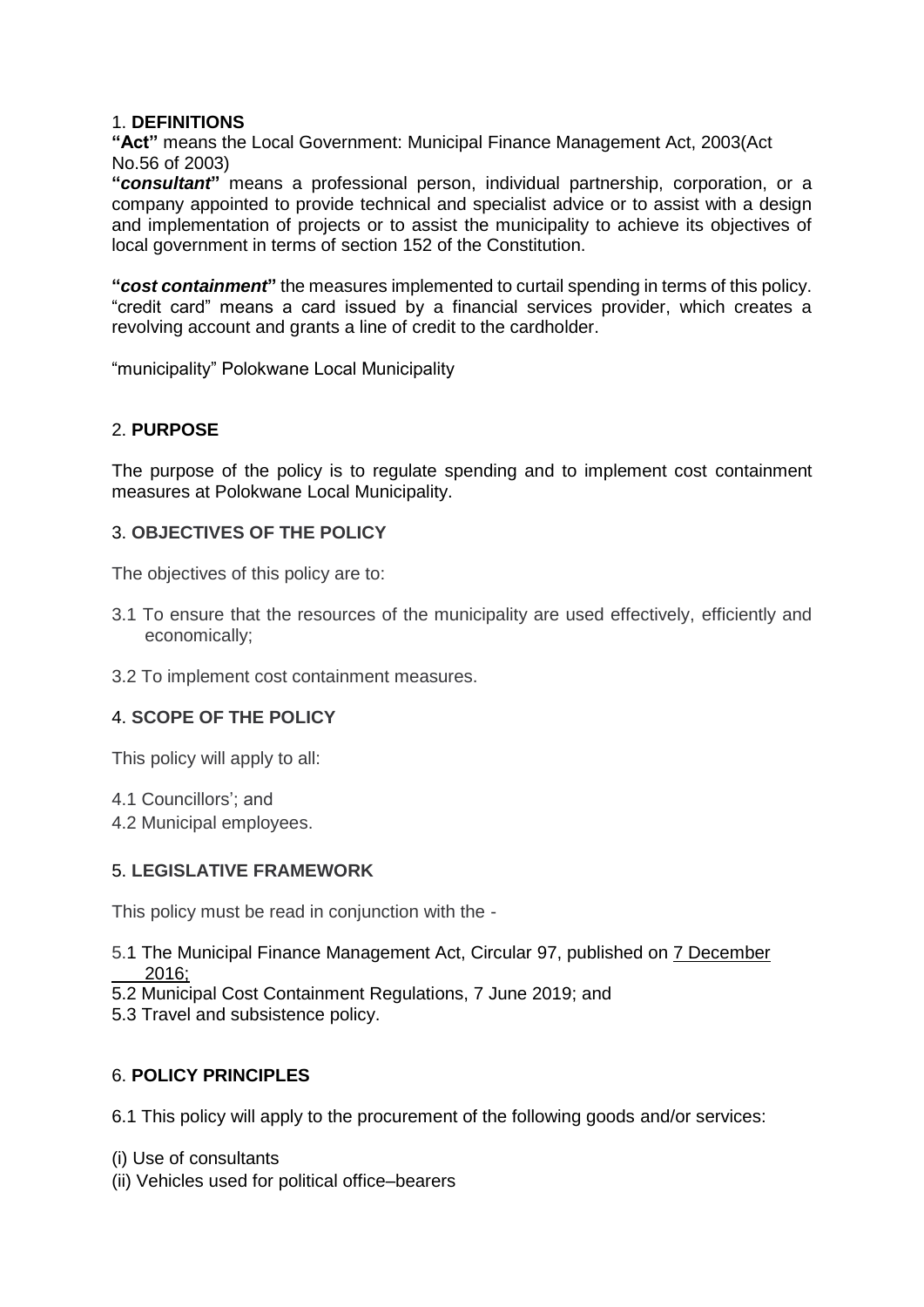## 1. **DEFINITIONS**

**"Act"** means the Local Government: Municipal Finance Management Act, 2003(Act No.56 of 2003)

**"*consultant*"** means a professional person, individual partnership, corporation, or a company appointed to provide technical and specialist advice or to assist with a design and implementation of projects or to assist the municipality to achieve its objectives of local government in terms of section 152 of the Constitution.

**"*cost containment*"** the measures implemented to curtail spending in terms of this policy. "credit card" means a card issued by a financial services provider, which creates a revolving account and grants a line of credit to the cardholder.

"municipality" Polokwane Local Municipality

## 2. **PURPOSE**

The purpose of the policy is to regulate spending and to implement cost containment measures at Polokwane Local Municipality.

## 3. **OBJECTIVES OF THE POLICY**

The objectives of this policy are to:

3.1 To ensure that the resources of the municipality are used effectively, efficiently and economically;

3.2 To implement cost containment measures.

## 4. **SCOPE OF THE POLICY**

This policy will apply to all:

4.1 Councillors'; and
4.2 Municipal employees.

## 5. **LEGISLATIVE FRAMEWORK**

This policy must be read in conjunction with the -

5.1 The Municipal Finance Management Act, Circular 97, published on 7 December 2016;
5.2 Municipal Cost Containment Regulations, 7 June 2019; and
5.3 Travel and subsistence policy.

## 6. **POLICY PRINCIPLES**

6.1 This policy will apply to the procurement of the following goods and/or services:

(i) Use of consultants
(ii) Vehicles used for political office–bearers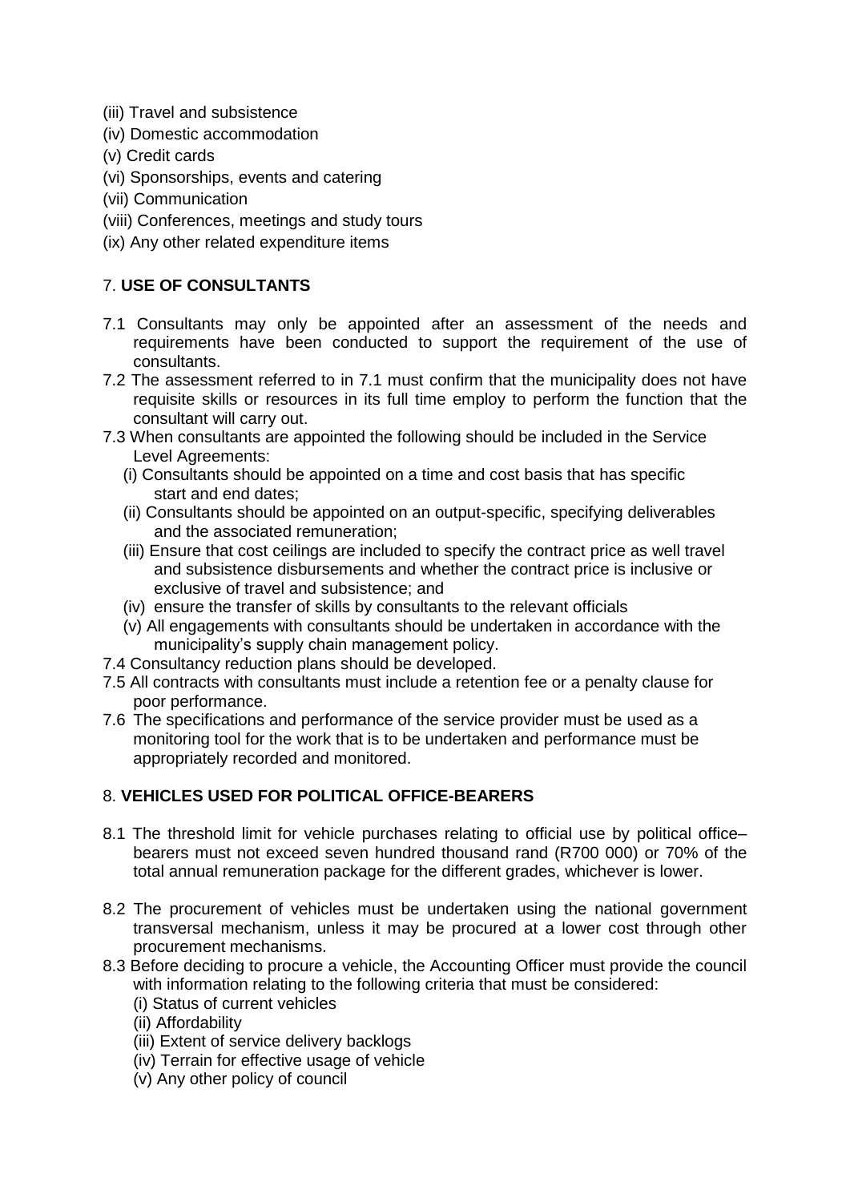(iii) Travel and subsistence
(iv) Domestic accommodation
(v) Credit cards
(vi) Sponsorships, events and catering
(vii) Communication
(viii) Conferences, meetings and study tours
(ix) Any other related expenditure items

## 7. USE OF CONSULTANTS

7.1 Consultants may only be appointed after an assessment of the needs and requirements have been conducted to support the requirement of the use of consultants.

7.2 The assessment referred to in 7.1 must confirm that the municipality does not have requisite skills or resources in its full time employ to perform the function that the consultant will carry out.

7.3 When consultants are appointed the following should be included in the Service Level Agreements:

- (i) Consultants should be appointed on a time and cost basis that has specific start and end dates;
- (ii) Consultants should be appointed on an output-specific, specifying deliverables and the associated remuneration;
- (iii) Ensure that cost ceilings are included to specify the contract price as well travel and subsistence disbursements and whether the contract price is inclusive or exclusive of travel and subsistence; and
- (iv) ensure the transfer of skills by consultants to the relevant officials
- (v) All engagements with consultants should be undertaken in accordance with the municipality's supply chain management policy.

7.4 Consultancy reduction plans should be developed.

7.5 All contracts with consultants must include a retention fee or a penalty clause for poor performance.

7.6 The specifications and performance of the service provider must be used as a monitoring tool for the work that is to be undertaken and performance must be appropriately recorded and monitored.

## 8. VEHICLES USED FOR POLITICAL OFFICE-BEARERS

8.1 The threshold limit for vehicle purchases relating to official use by political office–bearers must not exceed seven hundred thousand rand (R700 000) or 70% of the total annual remuneration package for the different grades, whichever is lower.

8.2 The procurement of vehicles must be undertaken using the national government transversal mechanism, unless it may be procured at a lower cost through other procurement mechanisms.

8.3 Before deciding to procure a vehicle, the Accounting Officer must provide the council with information relating to the following criteria that must be considered:

- (i) Status of current vehicles
- (ii) Affordability
- (iii) Extent of service delivery backlogs
- (iv) Terrain for effective usage of vehicle
- (v) Any other policy of council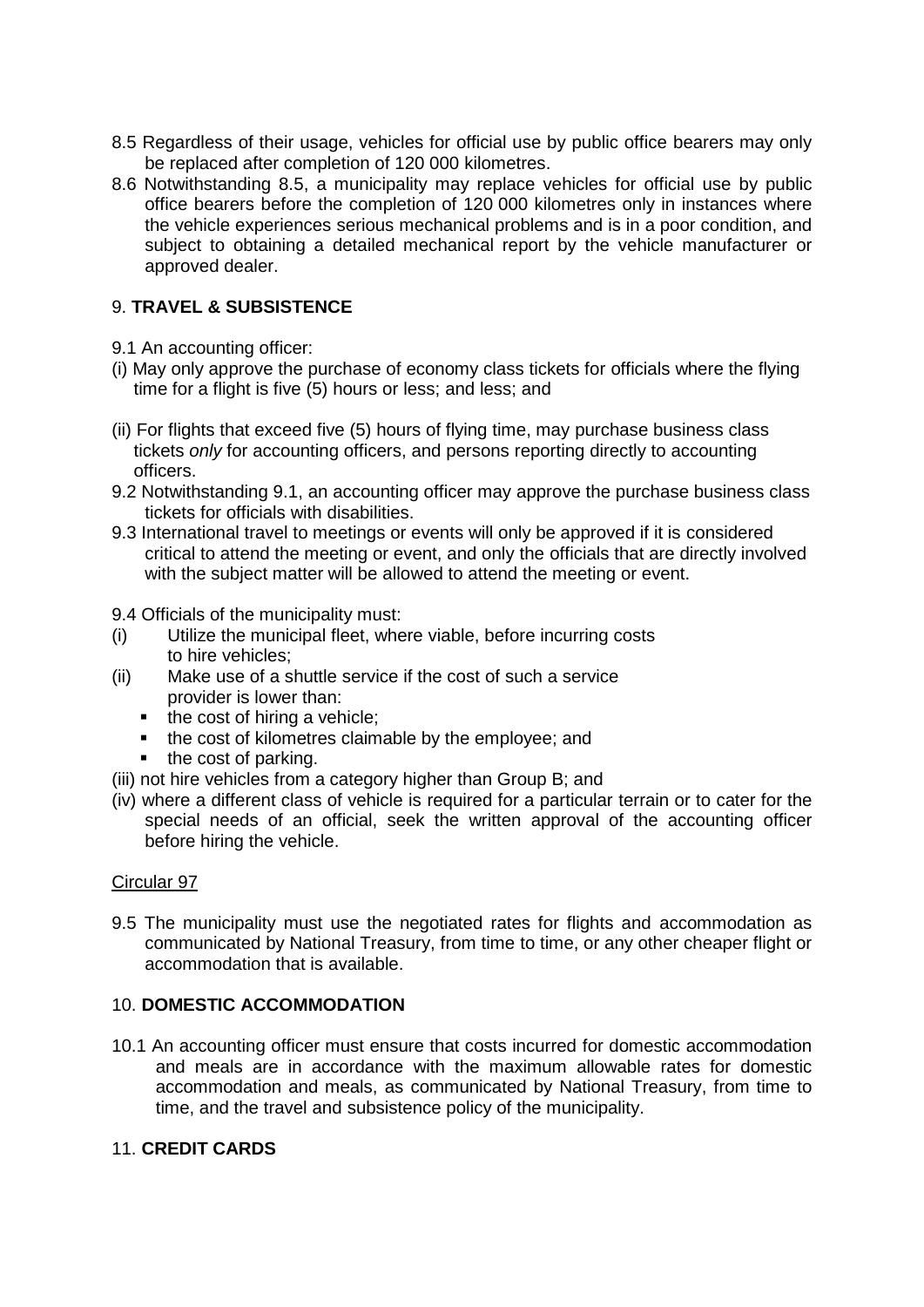8.5 Regardless of their usage, vehicles for official use by public office bearers may only be replaced after completion of 120 000 kilometres.

8.6 Notwithstanding 8.5, a municipality may replace vehicles for official use by public office bearers before the completion of 120 000 kilometres only in instances where the vehicle experiences serious mechanical problems and is in a poor condition, and subject to obtaining a detailed mechanical report by the vehicle manufacturer or approved dealer.

## 9. **TRAVEL & SUBSISTENCE**

9.1 An accounting officer:

(i) May only approve the purchase of economy class tickets for officials where the flying time for a flight is five (5) hours or less; and less; and

(ii) For flights that exceed five (5) hours of flying time, may purchase business class tickets *only* for accounting officers, and persons reporting directly to accounting officers.

9.2 Notwithstanding 9.1, an accounting officer may approve the purchase business class tickets for officials with disabilities.

9.3 International travel to meetings or events will only be approved if it is considered critical to attend the meeting or event, and only the officials that are directly involved with the subject matter will be allowed to attend the meeting or event.

9.4 Officials of the municipality must:

(i) Utilize the municipal fleet, where viable, before incurring costs to hire vehicles;

(ii) Make use of a shuttle service if the cost of such a service provider is lower than:
- the cost of hiring a vehicle;
- the cost of kilometres claimable by the employee; and
- the cost of parking.

(iii) not hire vehicles from a category higher than Group B; and

(iv) where a different class of vehicle is required for a particular terrain or to cater for the special needs of an official, seek the written approval of the accounting officer before hiring the vehicle.

Circular 97

9.5 The municipality must use the negotiated rates for flights and accommodation as communicated by National Treasury, from time to time, or any other cheaper flight or accommodation that is available.

## 10. **DOMESTIC ACCOMMODATION**

10.1 An accounting officer must ensure that costs incurred for domestic accommodation and meals are in accordance with the maximum allowable rates for domestic accommodation and meals, as communicated by National Treasury, from time to time, and the travel and subsistence policy of the municipality.

## 11. **CREDIT CARDS**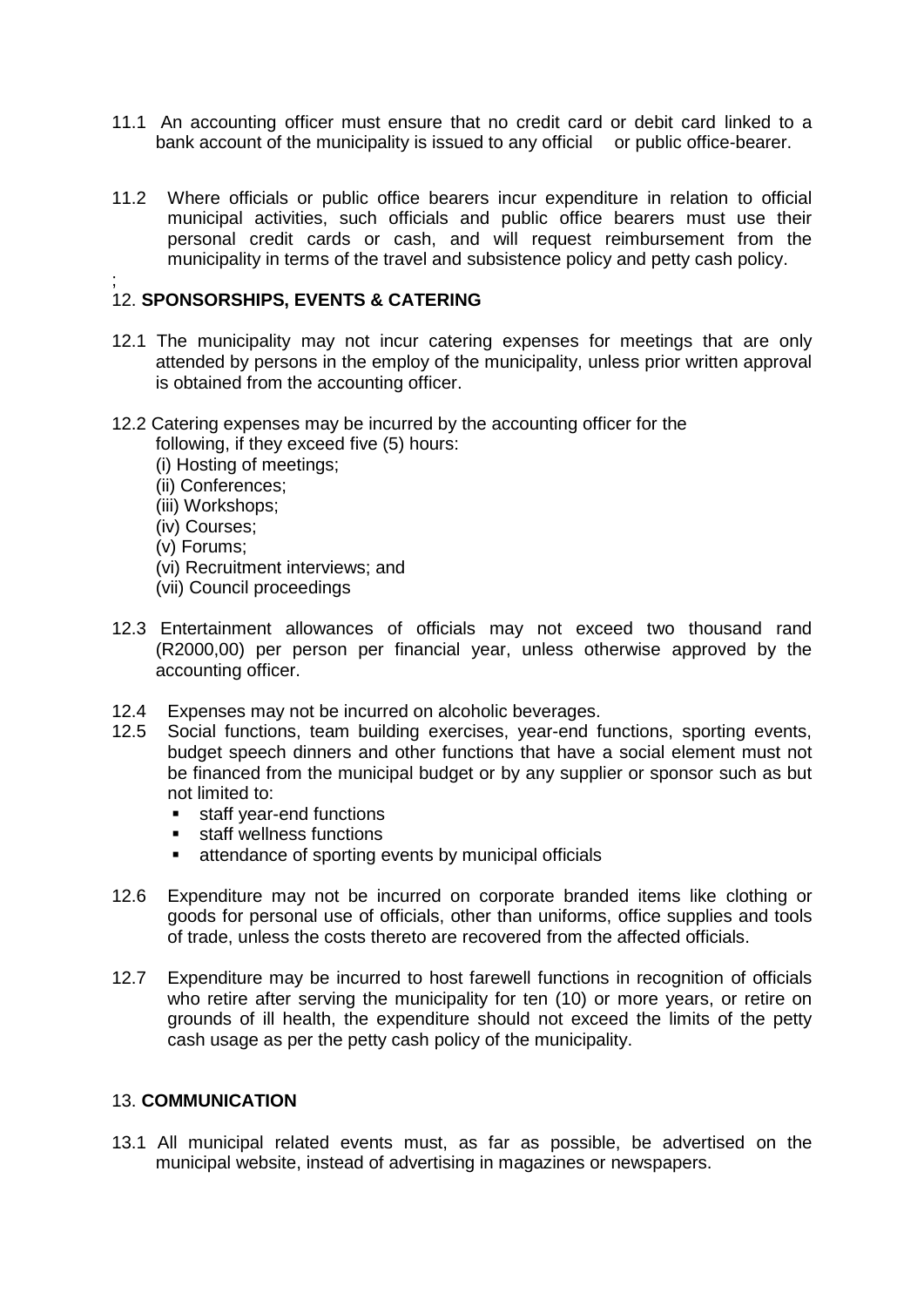11.1 An accounting officer must ensure that no credit card or debit card linked to a bank account of the municipality is issued to any official or public office-bearer.

11.2 Where officials or public office bearers incur expenditure in relation to official municipal activities, such officials and public office bearers must use their personal credit cards or cash, and will request reimbursement from the municipality in terms of the travel and subsistence policy and petty cash policy.

;

## 12. SPONSORSHIPS, EVENTS & CATERING

12.1 The municipality may not incur catering expenses for meetings that are only attended by persons in the employ of the municipality, unless prior written approval is obtained from the accounting officer.

12.2 Catering expenses may be incurred by the accounting officer for the following, if they exceed five (5) hours:

(i) Hosting of meetings;
(ii) Conferences;
(iii) Workshops;
(iv) Courses;
(v) Forums;
(vi) Recruitment interviews; and
(vii) Council proceedings

12.3 Entertainment allowances of officials may not exceed two thousand rand (R2000,00) per person per financial year, unless otherwise approved by the accounting officer.

12.4 Expenses may not be incurred on alcoholic beverages.

12.5 Social functions, team building exercises, year-end functions, sporting events, budget speech dinners and other functions that have a social element must not be financed from the municipal budget or by any supplier or sponsor such as but not limited to:

- staff year-end functions
- staff wellness functions
- attendance of sporting events by municipal officials

12.6 Expenditure may not be incurred on corporate branded items like clothing or goods for personal use of officials, other than uniforms, office supplies and tools of trade, unless the costs thereto are recovered from the affected officials.

12.7 Expenditure may be incurred to host farewell functions in recognition of officials who retire after serving the municipality for ten (10) or more years, or retire on grounds of ill health, the expenditure should not exceed the limits of the petty cash usage as per the petty cash policy of the municipality.

## 13. COMMUNICATION

13.1 All municipal related events must, as far as possible, be advertised on the municipal website, instead of advertising in magazines or newspapers.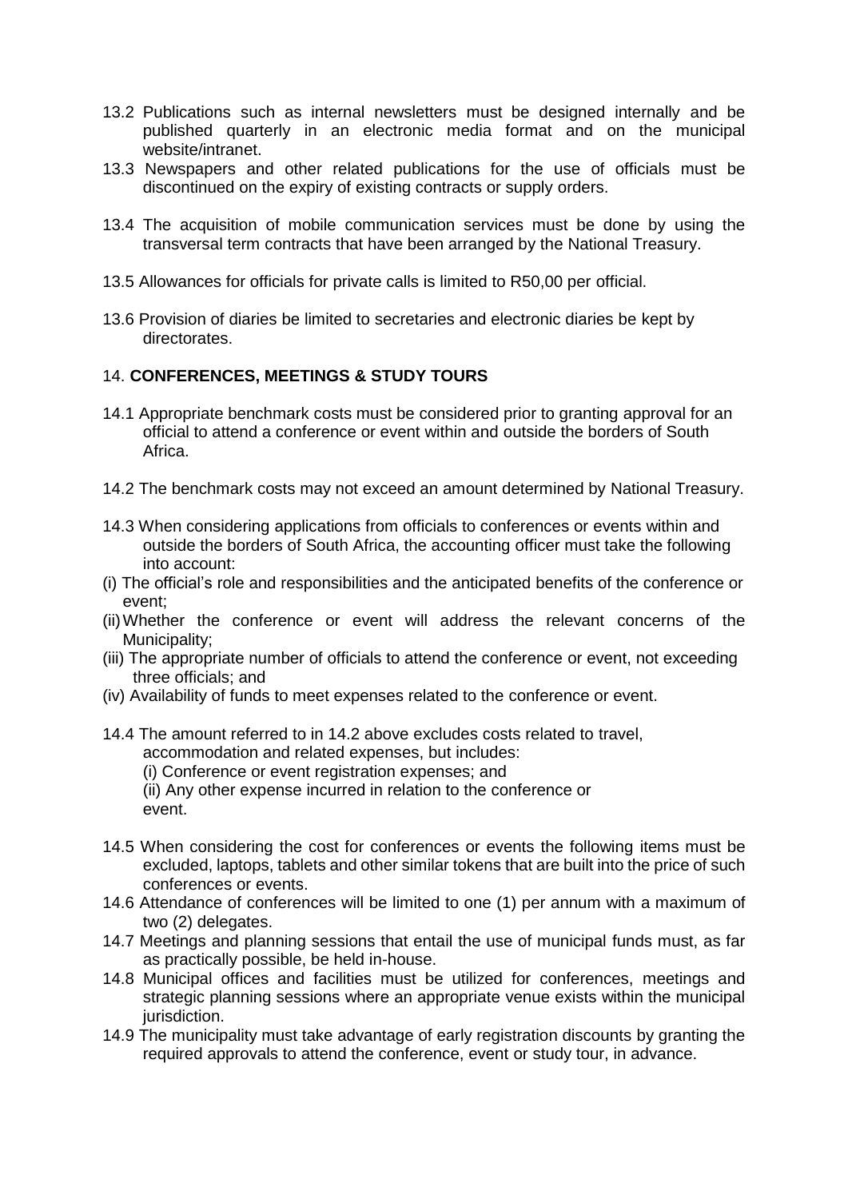13.2 Publications such as internal newsletters must be designed internally and be published quarterly in an electronic media format and on the municipal website/intranet.

13.3 Newspapers and other related publications for the use of officials must be discontinued on the expiry of existing contracts or supply orders.

13.4 The acquisition of mobile communication services must be done by using the transversal term contracts that have been arranged by the National Treasury.

13.5 Allowances for officials for private calls is limited to R50,00 per official.

13.6 Provision of diaries be limited to secretaries and electronic diaries be kept by directorates.

## 14. **CONFERENCES, MEETINGS & STUDY TOURS**

14.1 Appropriate benchmark costs must be considered prior to granting approval for an official to attend a conference or event within and outside the borders of South Africa.

14.2 The benchmark costs may not exceed an amount determined by National Treasury.

14.3 When considering applications from officials to conferences or events within and outside the borders of South Africa, the accounting officer must take the following into account:

(i) The official's role and responsibilities and the anticipated benefits of the conference or event;

(ii) Whether the conference or event will address the relevant concerns of the Municipality;

(iii) The appropriate number of officials to attend the conference or event, not exceeding three officials; and

(iv) Availability of funds to meet expenses related to the conference or event.

14.4 The amount referred to in 14.2 above excludes costs related to travel, accommodation and related expenses, but includes:

(i) Conference or event registration expenses; and

(ii) Any other expense incurred in relation to the conference or event.

14.5 When considering the cost for conferences or events the following items must be excluded, laptops, tablets and other similar tokens that are built into the price of such conferences or events.

14.6 Attendance of conferences will be limited to one (1) per annum with a maximum of two (2) delegates.

14.7 Meetings and planning sessions that entail the use of municipal funds must, as far as practically possible, be held in-house.

14.8 Municipal offices and facilities must be utilized for conferences, meetings and strategic planning sessions where an appropriate venue exists within the municipal jurisdiction.

14.9 The municipality must take advantage of early registration discounts by granting the required approvals to attend the conference, event or study tour, in advance.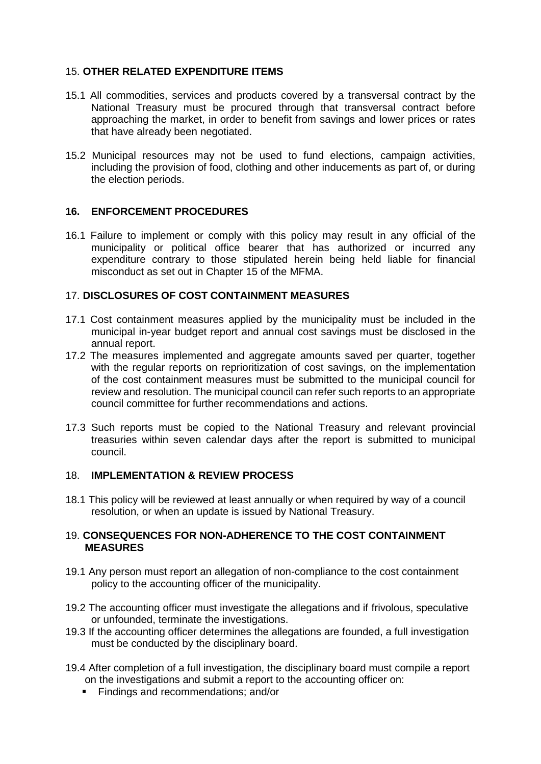## 15. **OTHER RELATED EXPENDITURE ITEMS**

15.1 All commodities, services and products covered by a transversal contract by the National Treasury must be procured through that transversal contract before approaching the market, in order to benefit from savings and lower prices or rates that have already been negotiated.

15.2 Municipal resources may not be used to fund elections, campaign activities, including the provision of food, clothing and other inducements as part of, or during the election periods.

## **16. ENFORCEMENT PROCEDURES**

16.1 Failure to implement or comply with this policy may result in any official of the municipality or political office bearer that has authorized or incurred any expenditure contrary to those stipulated herein being held liable for financial misconduct as set out in Chapter 15 of the MFMA.

## 17. **DISCLOSURES OF COST CONTAINMENT MEASURES**

17.1 Cost containment measures applied by the municipality must be included in the municipal in-year budget report and annual cost savings must be disclosed in the annual report.

17.2 The measures implemented and aggregate amounts saved per quarter, together with the regular reports on reprioritization of cost savings, on the implementation of the cost containment measures must be submitted to the municipal council for review and resolution. The municipal council can refer such reports to an appropriate council committee for further recommendations and actions.

17.3 Such reports must be copied to the National Treasury and relevant provincial treasuries within seven calendar days after the report is submitted to municipal council.

## 18. **IMPLEMENTATION & REVIEW PROCESS**

18.1 This policy will be reviewed at least annually or when required by way of a council resolution, or when an update is issued by National Treasury.

## 19. **CONSEQUENCES FOR NON-ADHERENCE TO THE COST CONTAINMENT MEASURES**

19.1 Any person must report an allegation of non-compliance to the cost containment policy to the accounting officer of the municipality.

19.2 The accounting officer must investigate the allegations and if frivolous, speculative or unfounded, terminate the investigations.

19.3 If the accounting officer determines the allegations are founded, a full investigation must be conducted by the disciplinary board.

19.4 After completion of a full investigation, the disciplinary board must compile a report on the investigations and submit a report to the accounting officer on:

- Findings and recommendations; and/or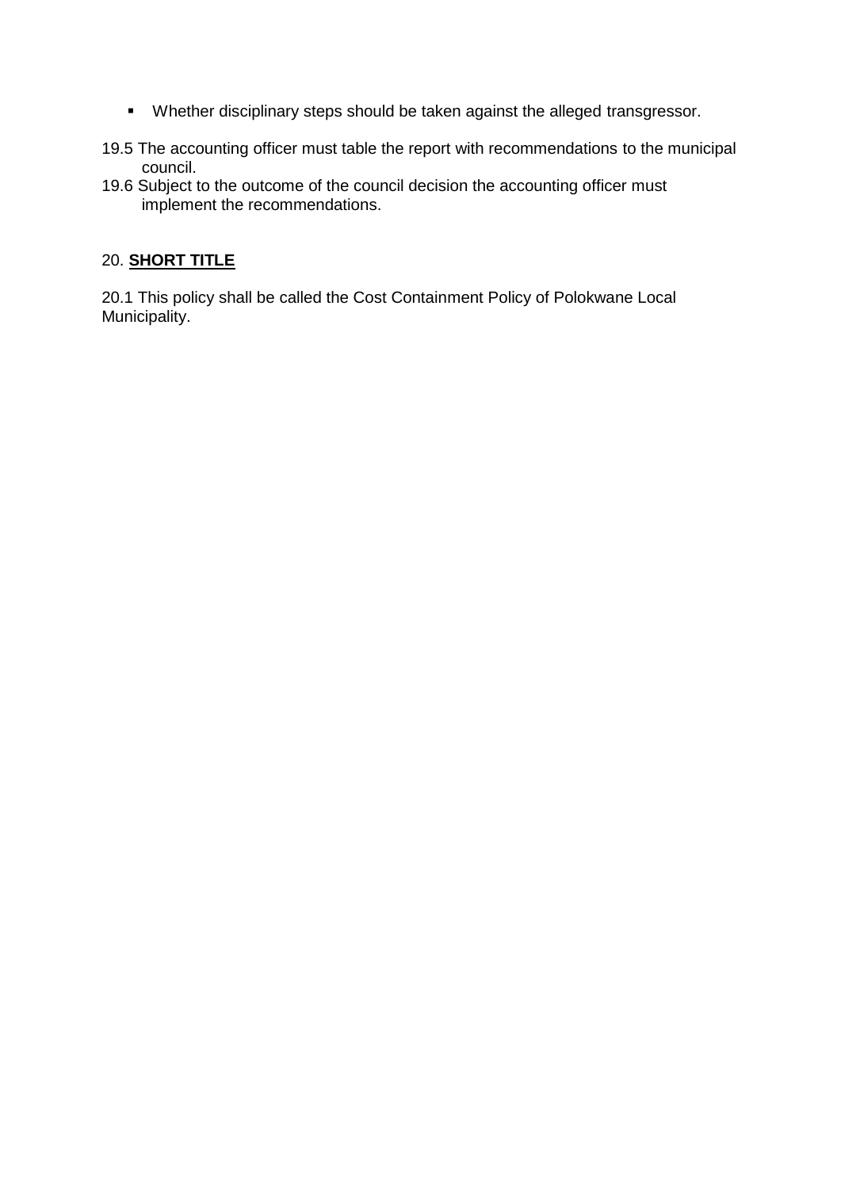- Whether disciplinary steps should be taken against the alleged transgressor.

19.5 The accounting officer must table the report with recommendations to the municipal council.

19.6 Subject to the outcome of the council decision the accounting officer must implement the recommendations.

## 20. **SHORT TITLE**

20.1 This policy shall be called the Cost Containment Policy of Polokwane Local Municipality.